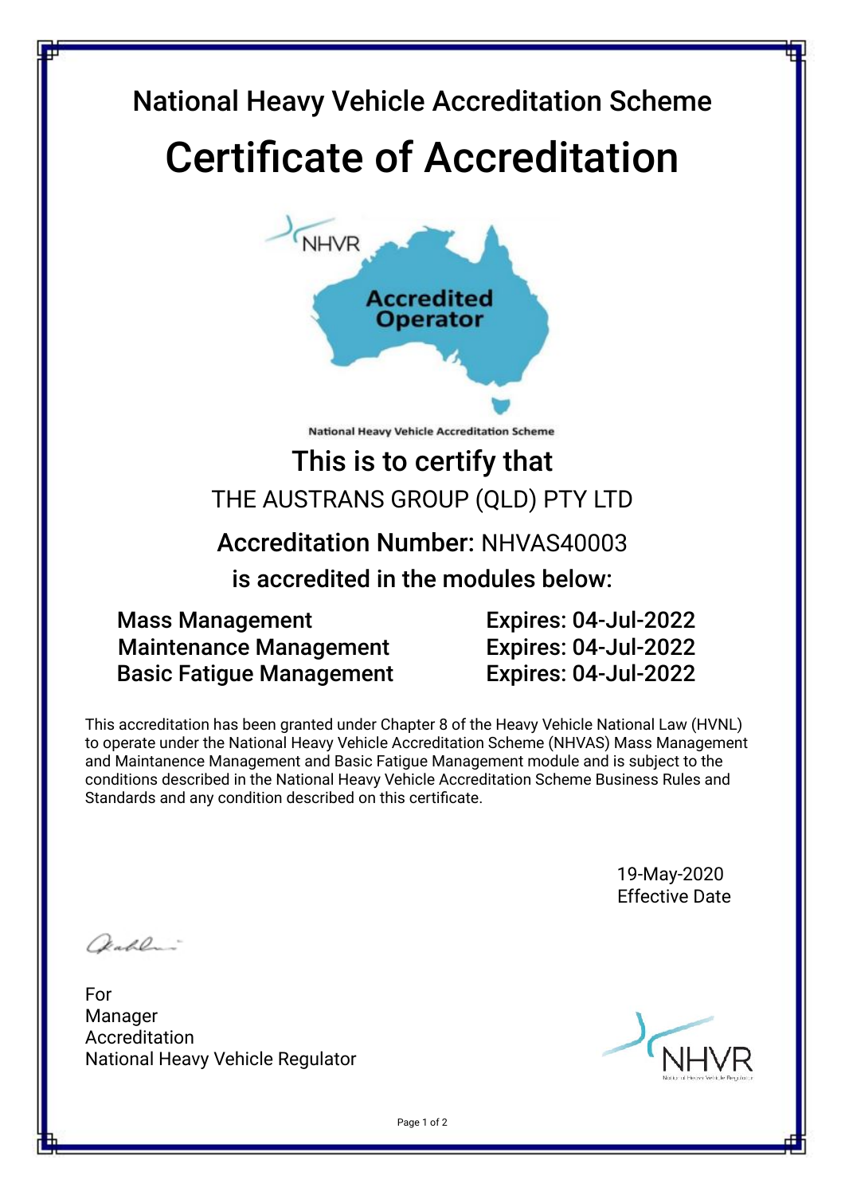# National Heavy Vehicle Accreditation Scheme

# Certificate of Accreditation

NHVR

Accredited Operator

National Heavy Vehicle Accreditation Scheme

## This is to certify that

THE AUSTRANS GROUP (QLD) PTY LTD

**Accreditation Number:** NHVAS40003

**is accredited in the modules below:**

| | |
|---|---|
| Mass Management | Expires: 04-Jul-2022 |
| Maintenance Management | Expires: 04-Jul-2022 |
| Basic Fatigue Management | Expires: 04-Jul-2022 |

This accreditation has been granted under Chapter 8 of the Heavy Vehicle National Law (HVNL) to operate under the National Heavy Vehicle Accreditation Scheme (NHVAS) Mass Management and Maintanence Management and Basic Fatigue Management module and is subject to the conditions described in the National Heavy Vehicle Accreditation Scheme Business Rules and Standards and any condition described on this certificate.

19-May-2020
Effective Date

For
Manager
Accreditation
National Heavy Vehicle Regulator

NHVR
National Heavy Vehicle Regulator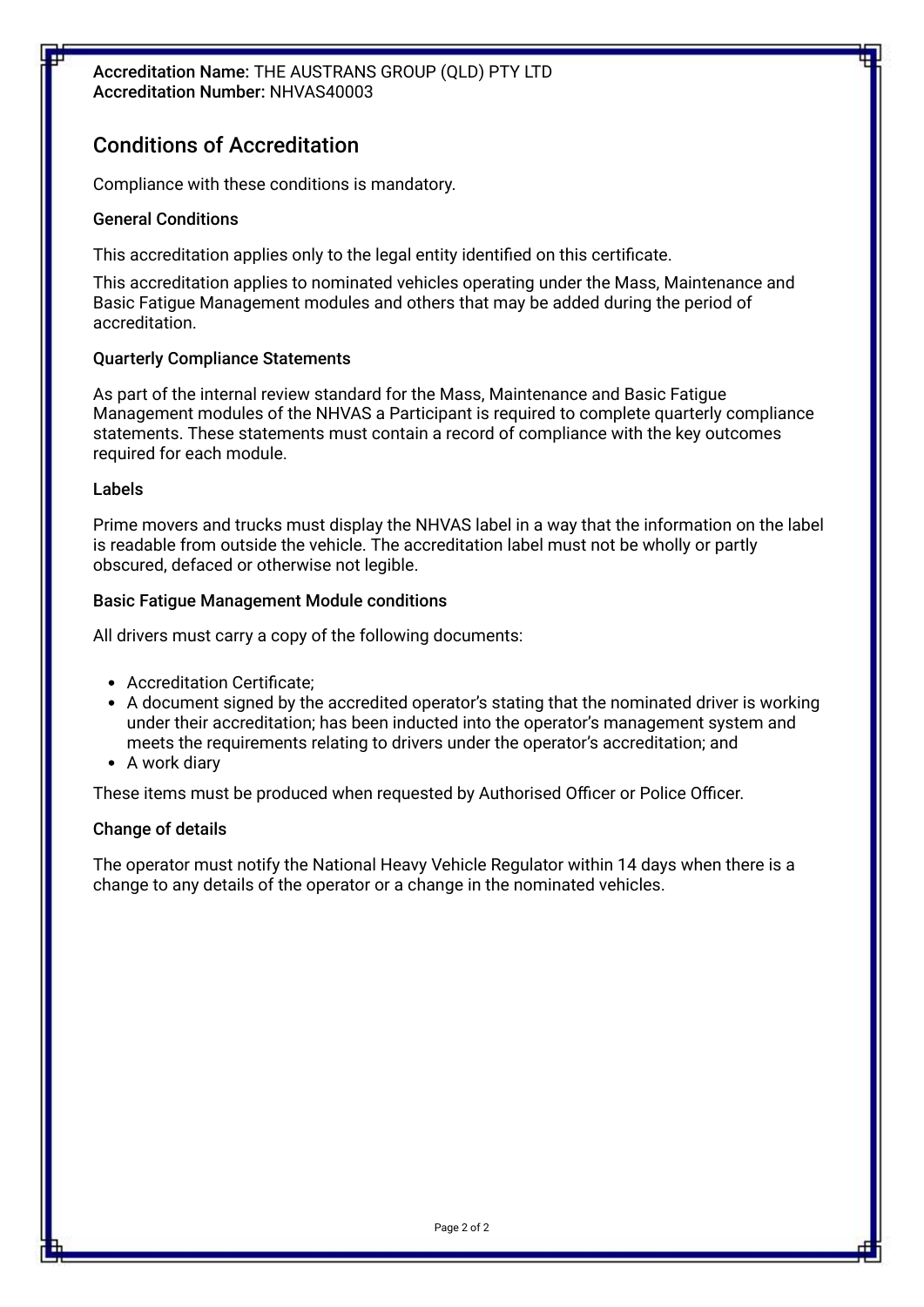**Accreditation Name:** THE AUSTRANS GROUP (QLD) PTY LTD
**Accreditation Number:** NHVAS40003

## Conditions of Accreditation

Compliance with these conditions is mandatory.

### General Conditions

This accreditation applies only to the legal entity identified on this certificate.

This accreditation applies to nominated vehicles operating under the Mass, Maintenance and Basic Fatigue Management modules and others that may be added during the period of accreditation.

### Quarterly Compliance Statements

As part of the internal review standard for the Mass, Maintenance and Basic Fatigue Management modules of the NHVAS a Participant is required to complete quarterly compliance statements. These statements must contain a record of compliance with the key outcomes required for each module.

### Labels

Prime movers and trucks must display the NHVAS label in a way that the information on the label is readable from outside the vehicle. The accreditation label must not be wholly or partly obscured, defaced or otherwise not legible.

### Basic Fatigue Management Module conditions

All drivers must carry a copy of the following documents:

- Accreditation Certificate;
- A document signed by the accredited operator's stating that the nominated driver is working under their accreditation; has been inducted into the operator's management system and meets the requirements relating to drivers under the operator's accreditation; and
- A work diary

These items must be produced when requested by Authorised Officer or Police Officer.

### Change of details

The operator must notify the National Heavy Vehicle Regulator within 14 days when there is a change to any details of the operator or a change in the nominated vehicles.